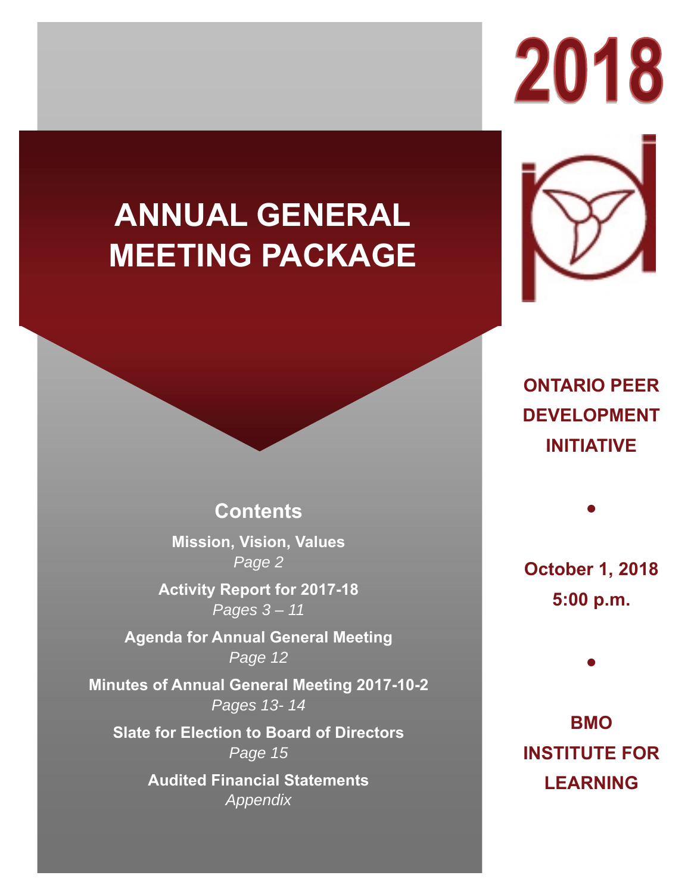# 2018

# ANNUAL GENERAL MEETING PACKAGE

## Contents

**Mission, Vision, Values**
*Page 2*

**Activity Report for 2017-18**
*Pages 3 – 11*

**Agenda for Annual General Meeting**
*Page 12*

**Minutes of Annual General Meeting 2017-10-2**
*Pages 13- 14*

**Slate for Election to Board of Directors**
*Page 15*

**Audited Financial Statements**
*Appendix*

**ONTARIO PEER DEVELOPMENT INITIATIVE**

•

**October 1, 2018**
**5:00 p.m.**

•

**BMO INSTITUTE FOR LEARNING**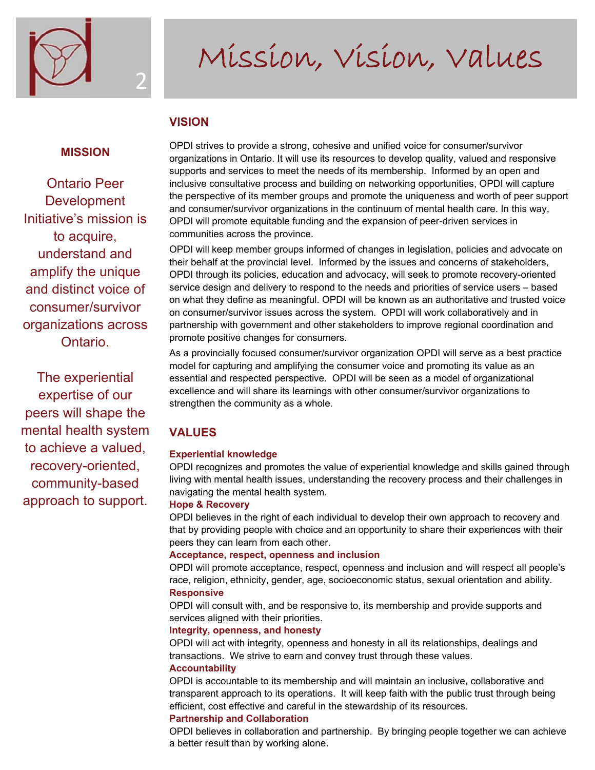# Mission, Vision, Values

## MISSION

Ontario Peer Development Initiative's mission is to acquire, understand and amplify the unique and distinct voice of consumer/survivor organizations across Ontario.

The experiential expertise of our peers will shape the mental health system to achieve a valued, recovery-oriented, community-based approach to support.

## VISION

OPDI strives to provide a strong, cohesive and unified voice for consumer/survivor organizations in Ontario. It will use its resources to develop quality, valued and responsive supports and services to meet the needs of its membership. Informed by an open and inclusive consultative process and building on networking opportunities, OPDI will capture the perspective of its member groups and promote the uniqueness and worth of peer support and consumer/survivor organizations in the continuum of mental health care. In this way, OPDI will promote equitable funding and the expansion of peer-driven services in communities across the province.

OPDI will keep member groups informed of changes in legislation, policies and advocate on their behalf at the provincial level. Informed by the issues and concerns of stakeholders, OPDI through its policies, education and advocacy, will seek to promote recovery-oriented service design and delivery to respond to the needs and priorities of service users – based on what they define as meaningful. OPDI will be known as an authoritative and trusted voice on consumer/survivor issues across the system. OPDI will work collaboratively and in partnership with government and other stakeholders to improve regional coordination and promote positive changes for consumers.

As a provincially focused consumer/survivor organization OPDI will serve as a best practice model for capturing and amplifying the consumer voice and promoting its value as an essential and respected perspective. OPDI will be seen as a model of organizational excellence and will share its learnings with other consumer/survivor organizations to strengthen the community as a whole.

## VALUES

**Experiential knowledge**
OPDI recognizes and promotes the value of experiential knowledge and skills gained through living with mental health issues, understanding the recovery process and their challenges in navigating the mental health system.

**Hope & Recovery**
OPDI believes in the right of each individual to develop their own approach to recovery and that by providing people with choice and an opportunity to share their experiences with their peers they can learn from each other.

**Acceptance, respect, openness and inclusion**
OPDI will promote acceptance, respect, openness and inclusion and will respect all people's race, religion, ethnicity, gender, age, socioeconomic status, sexual orientation and ability.

**Responsive**
OPDI will consult with, and be responsive to, its membership and provide supports and services aligned with their priorities.

**Integrity, openness, and honesty**
OPDI will act with integrity, openness and honesty in all its relationships, dealings and transactions. We strive to earn and convey trust through these values.

**Accountability**
OPDI is accountable to its membership and will maintain an inclusive, collaborative and transparent approach to its operations. It will keep faith with the public trust through being efficient, cost effective and careful in the stewardship of its resources.

**Partnership and Collaboration**
OPDI believes in collaboration and partnership. By bringing people together we can achieve a better result than by working alone.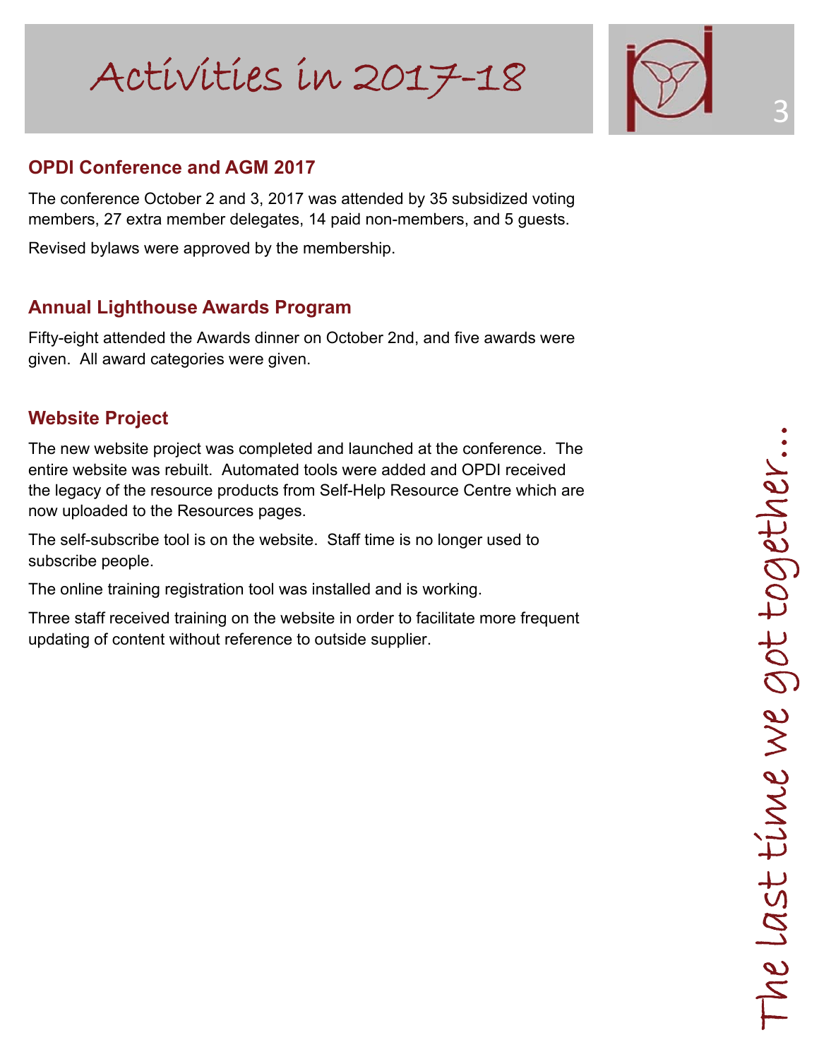# Activities in 2017-18

## OPDI Conference and AGM 2017

The conference October 2 and 3, 2017 was attended by 35 subsidized voting members, 27 extra member delegates, 14 paid non-members, and 5 guests.

Revised bylaws were approved by the membership.

## Annual Lighthouse Awards Program

Fifty-eight attended the Awards dinner on October 2nd, and five awards were given. All award categories were given.

## Website Project

The new website project was completed and launched at the conference. The entire website was rebuilt. Automated tools were added and OPDI received the legacy of the resource products from Self-Help Resource Centre which are now uploaded to the Resources pages.

The self-subscribe tool is on the website. Staff time is no longer used to subscribe people.

The online training registration tool was installed and is working.

Three staff received training on the website in order to facilitate more frequent updating of content without reference to outside supplier.

The last time we got together...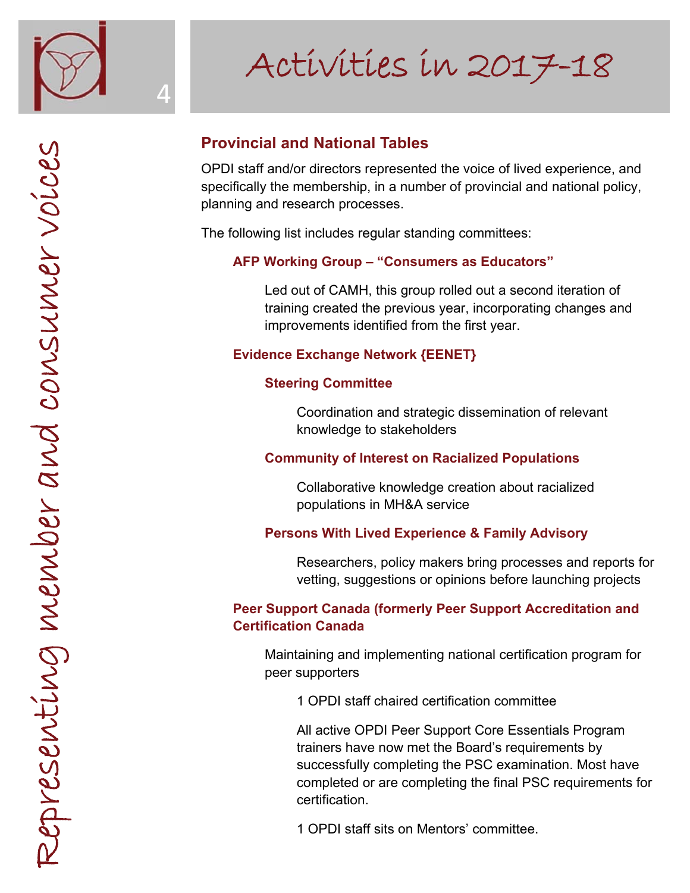Representing member and consumer voices

# Activities in 2017-18

## Provincial and National Tables

OPDI staff and/or directors represented the voice of lived experience, and specifically the membership, in a number of provincial and national policy, planning and research processes.

The following list includes regular standing committees:

### AFP Working Group – "Consumers as Educators"

Led out of CAMH, this group rolled out a second iteration of training created the previous year, incorporating changes and improvements identified from the first year.

### Evidence Exchange Network {EENET}

#### Steering Committee

Coordination and strategic dissemination of relevant knowledge to stakeholders

#### Community of Interest on Racialized Populations

Collaborative knowledge creation about racialized populations in MH&A service

#### Persons With Lived Experience & Family Advisory

Researchers, policy makers bring processes and reports for vetting, suggestions or opinions before launching projects

### Peer Support Canada (formerly Peer Support Accreditation and Certification Canada

Maintaining and implementing national certification program for peer supporters

1 OPDI staff chaired certification committee

All active OPDI Peer Support Core Essentials Program trainers have now met the Board's requirements by successfully completing the PSC examination. Most have completed or are completing the final PSC requirements for certification.

1 OPDI staff sits on Mentors' committee.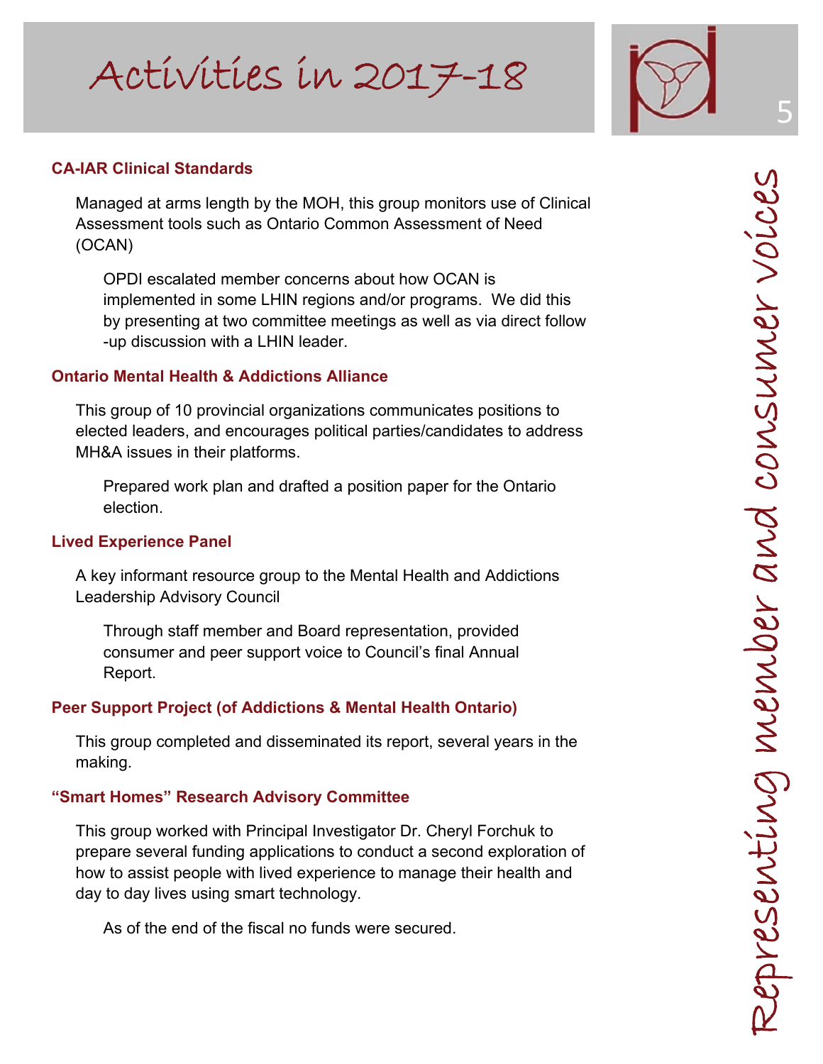# Activities in 2017-18

Representing member and consumer voices

### CA-IAR Clinical Standards

Managed at arms length by the MOH, this group monitors use of Clinical Assessment tools such as Ontario Common Assessment of Need (OCAN)

OPDI escalated member concerns about how OCAN is implemented in some LHIN regions and/or programs. We did this by presenting at two committee meetings as well as via direct follow-up discussion with a LHIN leader.

### Ontario Mental Health & Addictions Alliance

This group of 10 provincial organizations communicates positions to elected leaders, and encourages political parties/candidates to address MH&A issues in their platforms.

Prepared work plan and drafted a position paper for the Ontario election.

### Lived Experience Panel

A key informant resource group to the Mental Health and Addictions Leadership Advisory Council

Through staff member and Board representation, provided consumer and peer support voice to Council's final Annual Report.

### Peer Support Project (of Addictions & Mental Health Ontario)

This group completed and disseminated its report, several years in the making.

### "Smart Homes" Research Advisory Committee

This group worked with Principal Investigator Dr. Cheryl Forchuk to prepare several funding applications to conduct a second exploration of how to assist people with lived experience to manage their health and day to day lives using smart technology.

As of the end of the fiscal no funds were secured.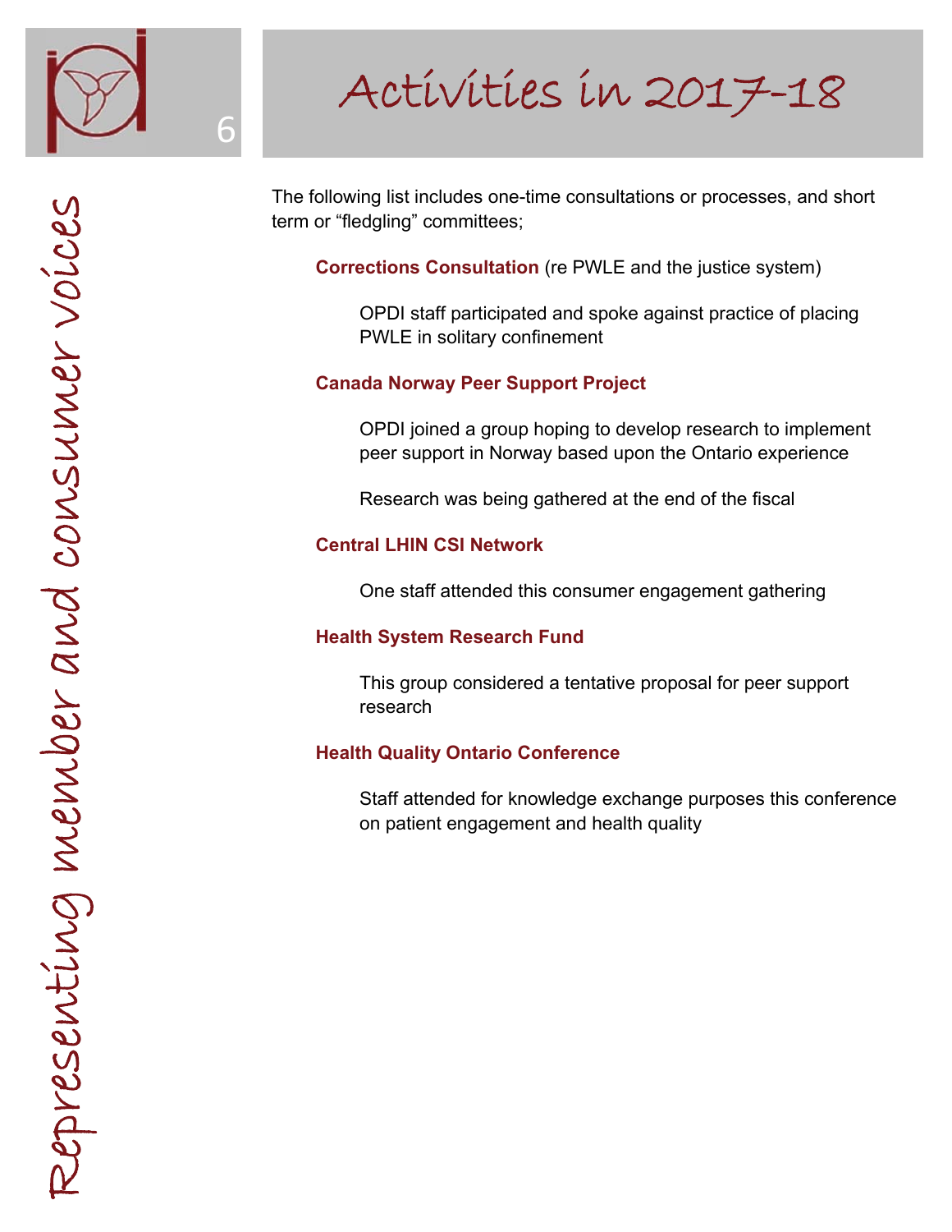# Activities in 2017-18

The following list includes one-time consultations or processes, and short term or "fledgling" committees;

**Corrections Consultation** (re PWLE and the justice system)

OPDI staff participated and spoke against practice of placing PWLE in solitary confinement

**Canada Norway Peer Support Project**

OPDI joined a group hoping to develop research to implement peer support in Norway based upon the Ontario experience

Research was being gathered at the end of the fiscal

**Central LHIN CSI Network**

One staff attended this consumer engagement gathering

**Health System Research Fund**

This group considered a tentative proposal for peer support research

**Health Quality Ontario Conference**

Staff attended for knowledge exchange purposes this conference on patient engagement and health quality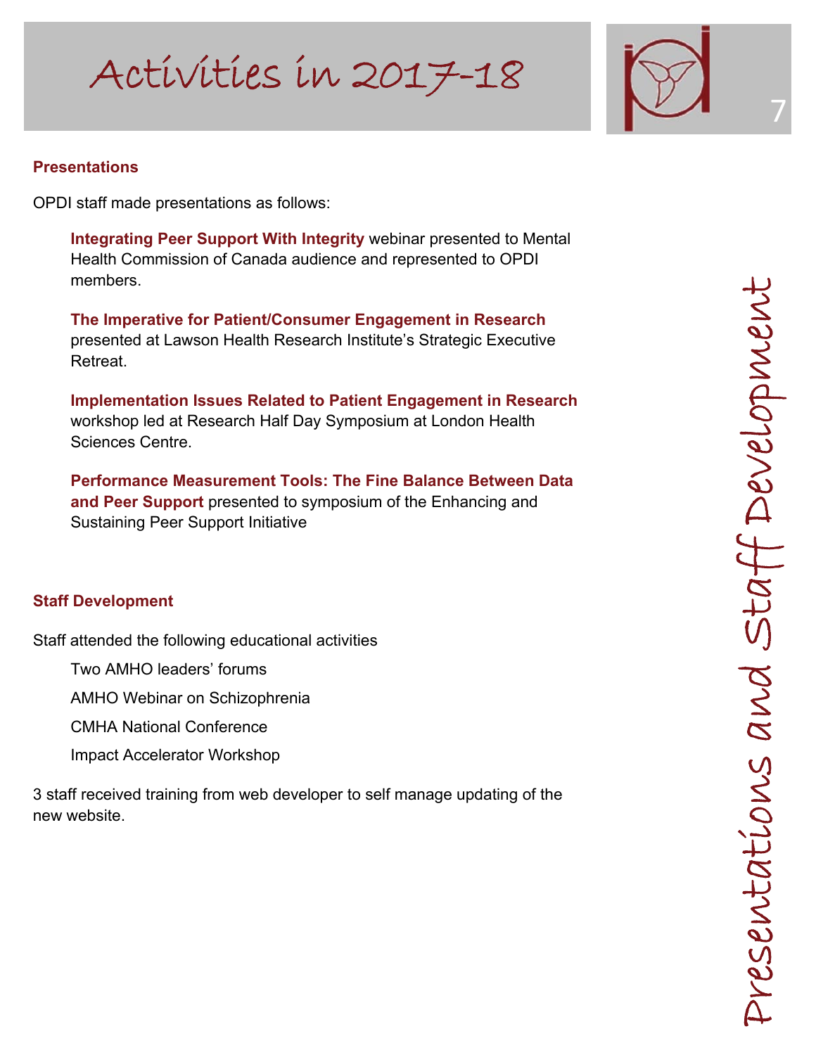# Activities in 2017-18

## Presentations and Staff Development

### Presentations

OPDI staff made presentations as follows:

**Integrating Peer Support With Integrity** webinar presented to Mental Health Commission of Canada audience and represented to OPDI members.

**The Imperative for Patient/Consumer Engagement in Research** presented at Lawson Health Research Institute's Strategic Executive Retreat.

**Implementation Issues Related to Patient Engagement in Research** workshop led at Research Half Day Symposium at London Health Sciences Centre.

**Performance Measurement Tools: The Fine Balance Between Data and Peer Support** presented to symposium of the Enhancing and Sustaining Peer Support Initiative

### Staff Development

Staff attended the following educational activities

- Two AMHO leaders' forums
- AMHO Webinar on Schizophrenia
- CMHA National Conference
- Impact Accelerator Workshop

3 staff received training from web developer to self manage updating of the new website.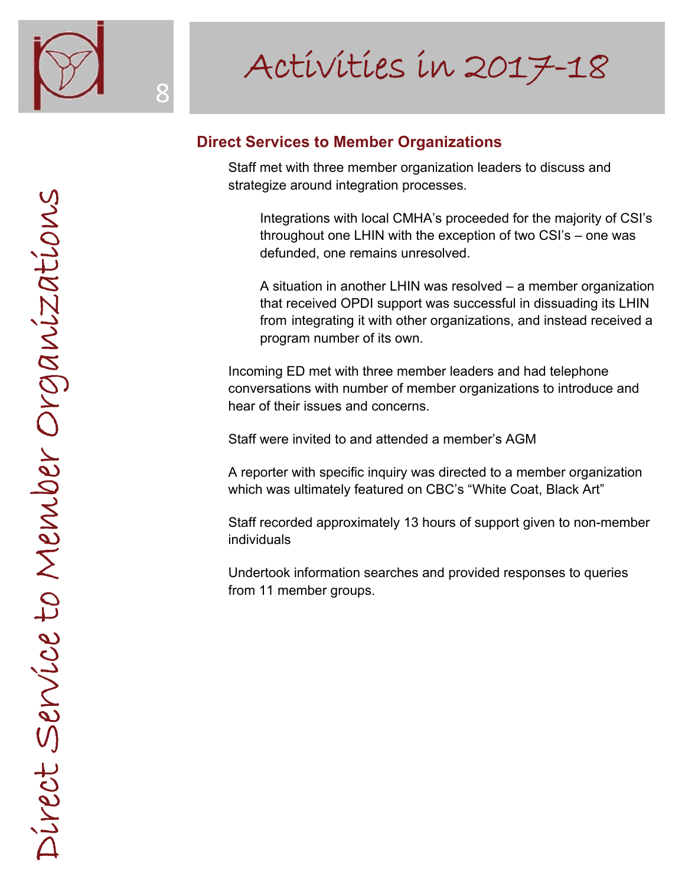# Activities in 2017-18

## Direct Services to Member Organizations

Staff met with three member organization leaders to discuss and strategize around integration processes.

> Integrations with local CMHA's proceeded for the majority of CSI's throughout one LHIN with the exception of two CSI's – one was defunded, one remains unresolved.
>
> A situation in another LHIN was resolved – a member organization that received OPDI support was successful in dissuading its LHIN from integrating it with other organizations, and instead received a program number of its own.

Incoming ED met with three member leaders and had telephone conversations with number of member organizations to introduce and hear of their issues and concerns.

Staff were invited to and attended a member's AGM

A reporter with specific inquiry was directed to a member organization which was ultimately featured on CBC's "White Coat, Black Art"

Staff recorded approximately 13 hours of support given to non-member individuals

Undertook information searches and provided responses to queries from 11 member groups.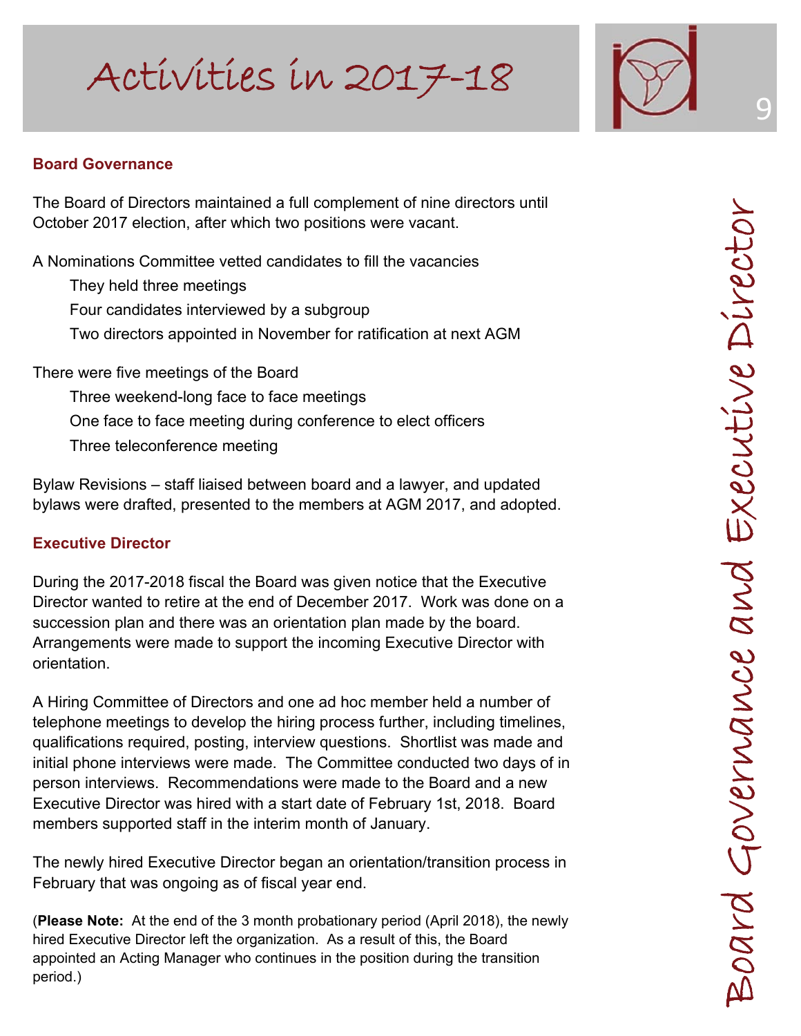# Activities in 2017-18

## Board Governance and Executive Director

### Board Governance

The Board of Directors maintained a full complement of nine directors until October 2017 election, after which two positions were vacant.

A Nominations Committee vetted candidates to fill the vacancies

- They held three meetings
- Four candidates interviewed by a subgroup
- Two directors appointed in November for ratification at next AGM

There were five meetings of the Board

- Three weekend-long face to face meetings
- One face to face meeting during conference to elect officers
- Three teleconference meeting

Bylaw Revisions – staff liaised between board and a lawyer, and updated bylaws were drafted, presented to the members at AGM 2017, and adopted.

### Executive Director

During the 2017-2018 fiscal the Board was given notice that the Executive Director wanted to retire at the end of December 2017. Work was done on a succession plan and there was an orientation plan made by the board. Arrangements were made to support the incoming Executive Director with orientation.

A Hiring Committee of Directors and one ad hoc member held a number of telephone meetings to develop the hiring process further, including timelines, qualifications required, posting, interview questions. Shortlist was made and initial phone interviews were made. The Committee conducted two days of in person interviews. Recommendations were made to the Board and a new Executive Director was hired with a start date of February 1st, 2018. Board members supported staff in the interim month of January.

The newly hired Executive Director began an orientation/transition process in February that was ongoing as of fiscal year end.

(**Please Note:** At the end of the 3 month probationary period (April 2018), the newly hired Executive Director left the organization. As a result of this, the Board appointed an Acting Manager who continues in the position during the transition period.)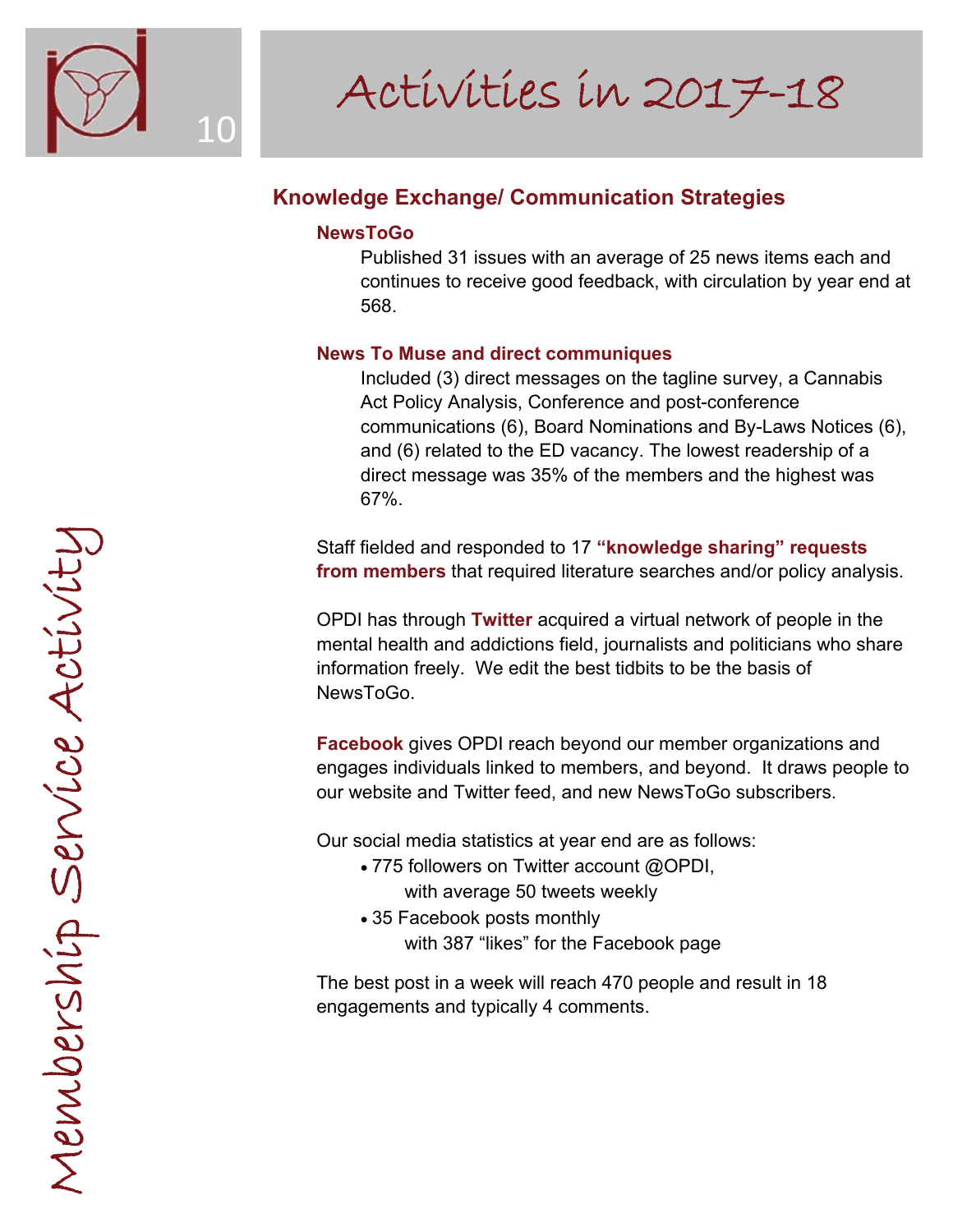# Activities in 2017-18

Membership Service Activity

## Knowledge Exchange/ Communication Strategies

### NewsToGo

Published 31 issues with an average of 25 news items each and continues to receive good feedback, with circulation by year end at 568.

### News To Muse and direct communiques

Included (3) direct messages on the tagline survey, a Cannabis Act Policy Analysis, Conference and post-conference communications (6), Board Nominations and By-Laws Notices (6), and (6) related to the ED vacancy. The lowest readership of a direct message was 35% of the members and the highest was 67%.

Staff fielded and responded to 17 **"knowledge sharing" requests from members** that required literature searches and/or policy analysis.

OPDI has through **Twitter** acquired a virtual network of people in the mental health and addictions field, journalists and politicians who share information freely. We edit the best tidbits to be the basis of NewsToGo.

**Facebook** gives OPDI reach beyond our member organizations and engages individuals linked to members, and beyond. It draws people to our website and Twitter feed, and new NewsToGo subscribers.

Our social media statistics at year end are as follows:

- 775 followers on Twitter account @OPDI, with average 50 tweets weekly
- 35 Facebook posts monthly with 387 "likes" for the Facebook page

The best post in a week will reach 470 people and result in 18 engagements and typically 4 comments.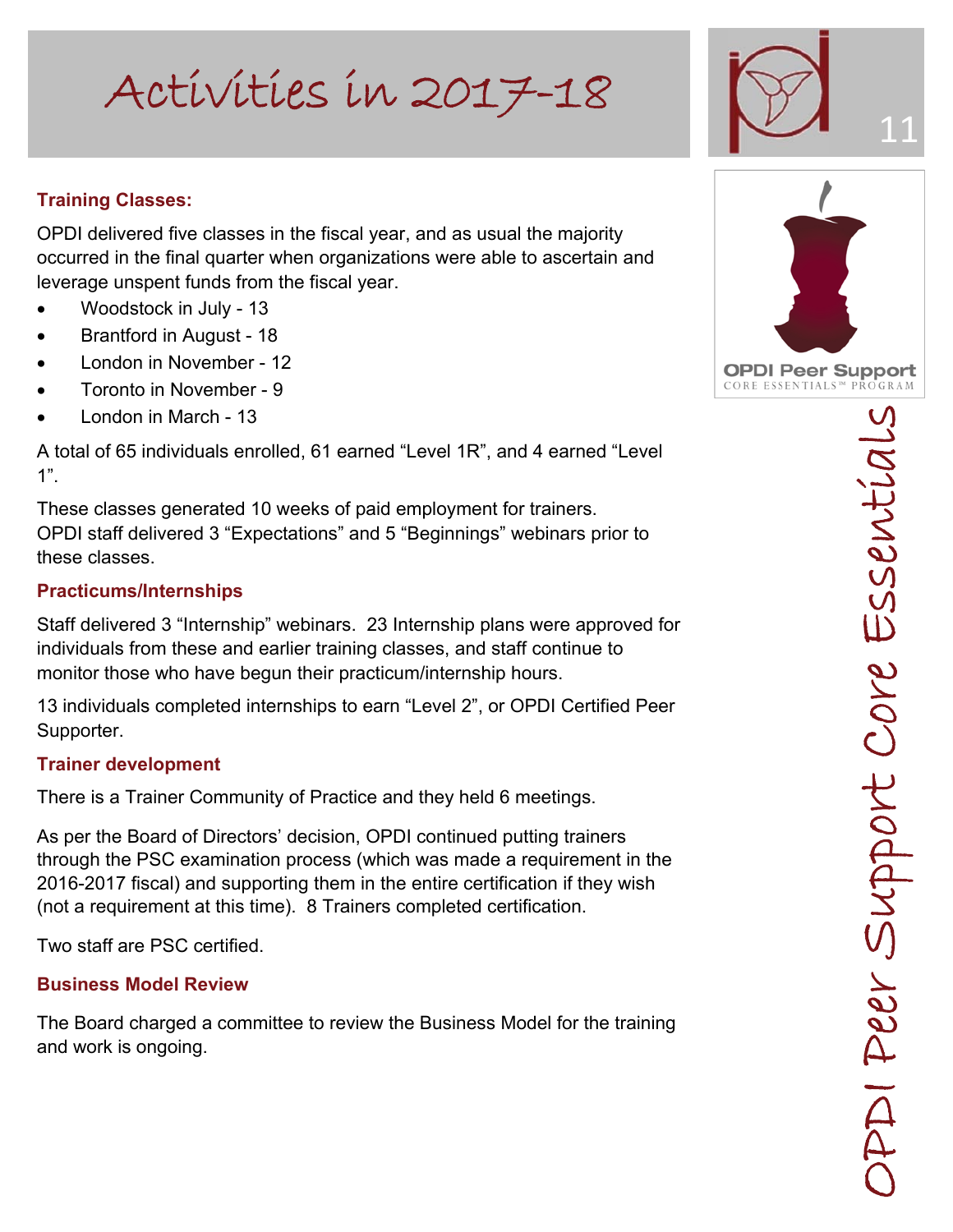# Activities in 2017-18

### Training Classes:

OPDI delivered five classes in the fiscal year, and as usual the majority occurred in the final quarter when organizations were able to ascertain and leverage unspent funds from the fiscal year.

- Woodstock in July - 13
- Brantford in August - 18
- London in November - 12
- Toronto in November - 9
- London in March - 13

A total of 65 individuals enrolled, 61 earned "Level 1R", and 4 earned "Level 1".

These classes generated 10 weeks of paid employment for trainers.
OPDI staff delivered 3 "Expectations" and 5 "Beginnings" webinars prior to these classes.

### Practicums/Internships

Staff delivered 3 "Internship" webinars. 23 Internship plans were approved for individuals from these and earlier training classes, and staff continue to monitor those who have begun their practicum/internship hours.

13 individuals completed internships to earn "Level 2", or OPDI Certified Peer Supporter.

### Trainer development

There is a Trainer Community of Practice and they held 6 meetings.

As per the Board of Directors' decision, OPDI continued putting trainers through the PSC examination process (which was made a requirement in the 2016-2017 fiscal) and supporting them in the entire certification if they wish (not a requirement at this time). 8 Trainers completed certification.

Two staff are PSC certified.

### Business Model Review

The Board charged a committee to review the Business Model for the training and work is ongoing.

OPDI Peer Support
CORE ESSENTIALS™ PROGRAM

OPDI Peer Support Core Essentials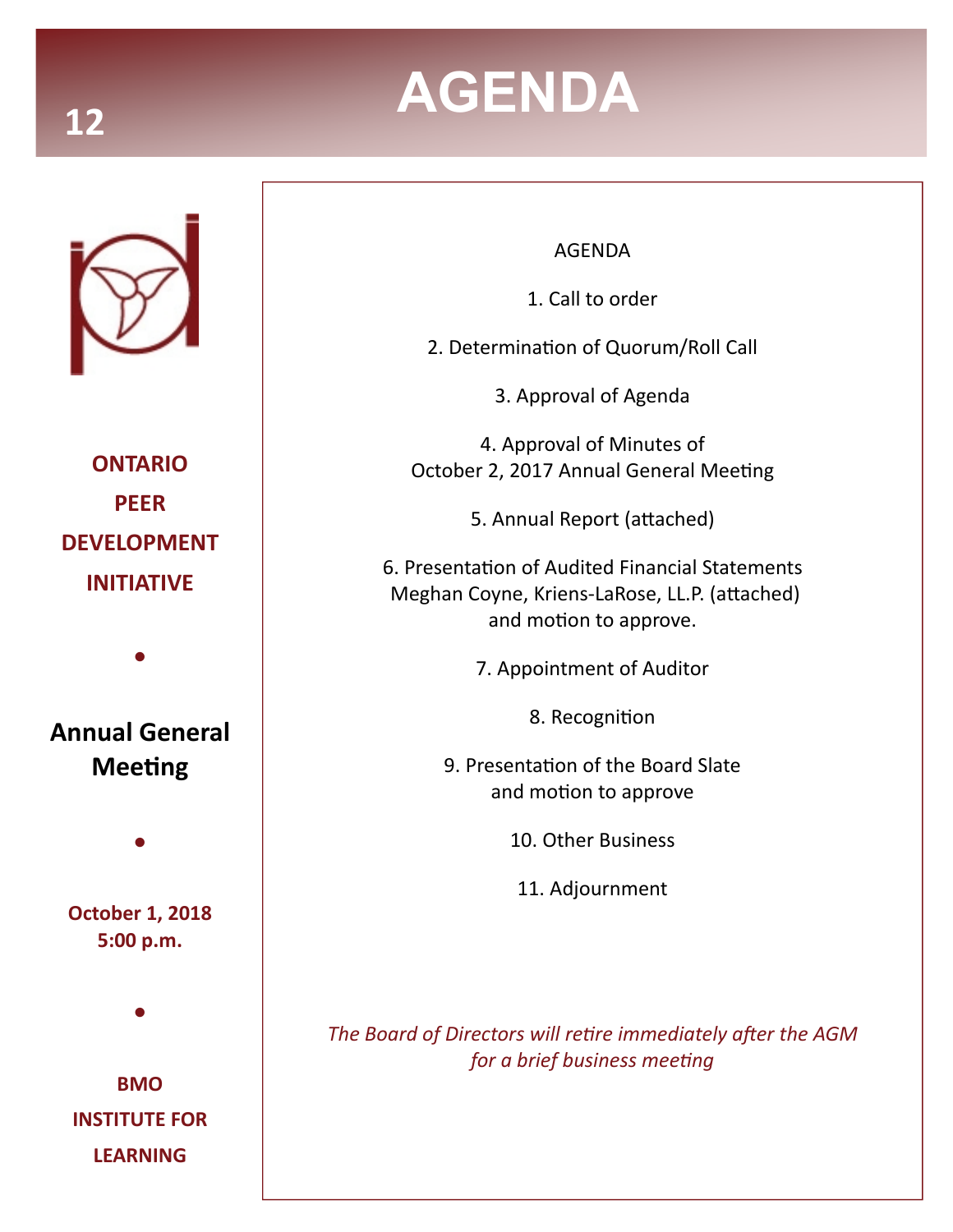# AGENDA

**ONTARIO PEER DEVELOPMENT INITIATIVE**

**Annual General Meeting**

**October 1, 2018**
**5:00 p.m.**

**BMO INSTITUTE FOR LEARNING**

AGENDA

1. Call to order

2. Determination of Quorum/Roll Call

3. Approval of Agenda

4. Approval of Minutes of October 2, 2017 Annual General Meeting

5. Annual Report (attached)

6. Presentation of Audited Financial Statements Meghan Coyne, Kriens-LaRose, LL.P. (attached) and motion to approve.

7. Appointment of Auditor

8. Recognition

9. Presentation of the Board Slate and motion to approve

10. Other Business

11. Adjournment

*The Board of Directors will retire immediately after the AGM for a brief business meeting*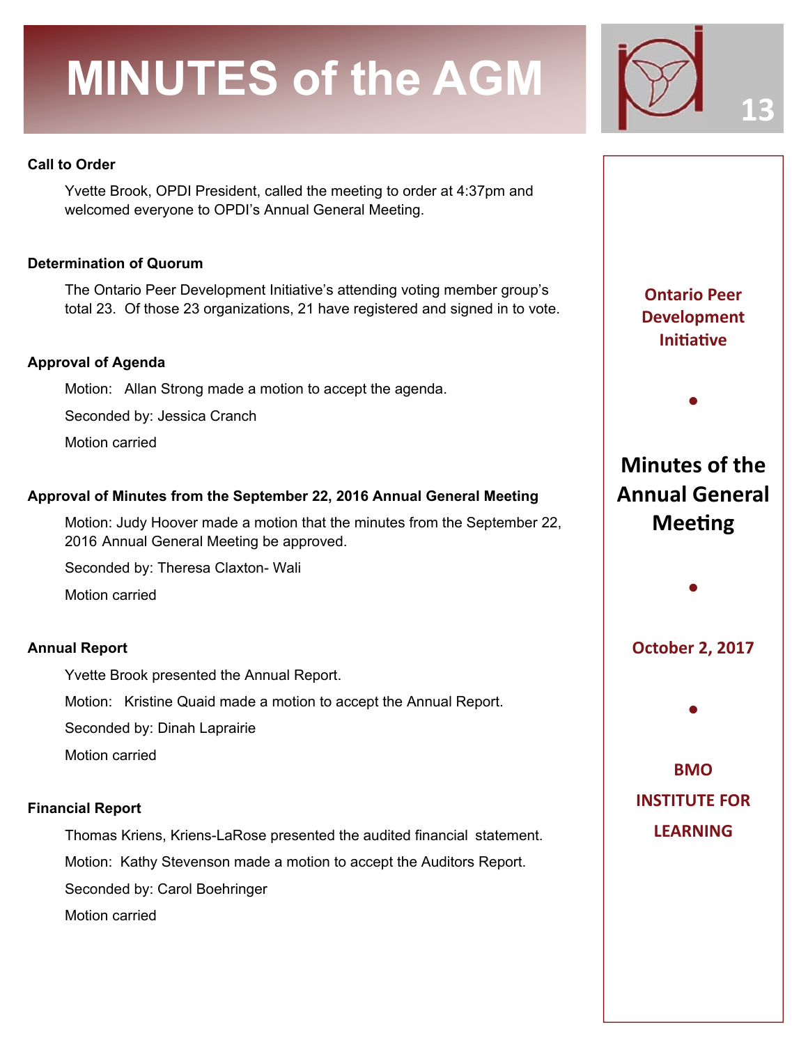# MINUTES of the AGM

**Ontario Peer Development Initiative**

**Minutes of the Annual General Meeting**

**October 2, 2017**

**BMO INSTITUTE FOR LEARNING**

**Call to Order**

Yvette Brook, OPDI President, called the meeting to order at 4:37pm and welcomed everyone to OPDI's Annual General Meeting.

**Determination of Quorum**

The Ontario Peer Development Initiative's attending voting member group's total 23. Of those 23 organizations, 21 have registered and signed in to vote.

**Approval of Agenda**

Motion: Allan Strong made a motion to accept the agenda.

Seconded by: Jessica Cranch

Motion carried

**Approval of Minutes from the September 22, 2016 Annual General Meeting**

Motion: Judy Hoover made a motion that the minutes from the September 22, 2016 Annual General Meeting be approved.

Seconded by: Theresa Claxton- Wali

Motion carried

**Annual Report**

Yvette Brook presented the Annual Report.

Motion: Kristine Quaid made a motion to accept the Annual Report.

Seconded by: Dinah Laprairie

Motion carried

**Financial Report**

Thomas Kriens, Kriens-LaRose presented the audited financial statement.

Motion: Kathy Stevenson made a motion to accept the Auditors Report.

Seconded by: Carol Boehringer

Motion carried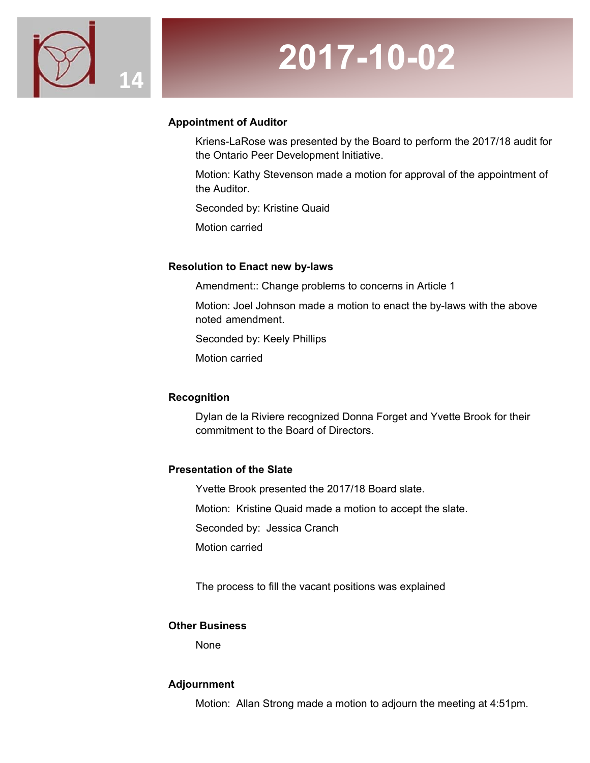# 2017-10-02

**Appointment of Auditor**

Kriens-LaRose was presented by the Board to perform the 2017/18 audit for the Ontario Peer Development Initiative.

Motion: Kathy Stevenson made a motion for approval of the appointment of the Auditor.

Seconded by: Kristine Quaid

Motion carried

**Resolution to Enact new by-laws**

Amendment:: Change problems to concerns in Article 1

Motion: Joel Johnson made a motion to enact the by-laws with the above noted amendment.

Seconded by: Keely Phillips

Motion carried

**Recognition**

Dylan de la Riviere recognized Donna Forget and Yvette Brook for their commitment to the Board of Directors.

**Presentation of the Slate**

Yvette Brook presented the 2017/18 Board slate.

Motion: Kristine Quaid made a motion to accept the slate.

Seconded by: Jessica Cranch

Motion carried

The process to fill the vacant positions was explained

**Other Business**

None

**Adjournment**

Motion: Allan Strong made a motion to adjourn the meeting at 4:51pm.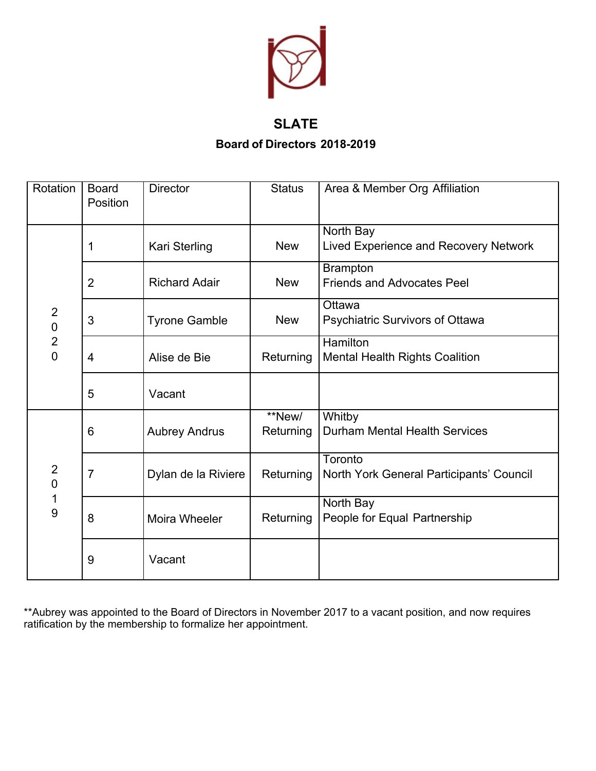# SLATE

## Board of Directors 2018-2019

| Rotation | Board Position | Director | Status | Area & Member Org Affiliation |
|---|---|---|---|---|
| 2020 | 1 | Kari Sterling | New | North Bay<br>Lived Experience and Recovery Network |
| | 2 | Richard Adair | New | Brampton<br>Friends and Advocates Peel |
| | 3 | Tyrone Gamble | New | Ottawa<br>Psychiatric Survivors of Ottawa |
| | 4 | Alise de Bie | Returning | Hamilton<br>Mental Health Rights Coalition |
| | 5 | Vacant | | |
| 2019 | 6 | Aubrey Andrus | **New/ Returning | Whitby<br>Durham Mental Health Services |
| | 7 | Dylan de la Riviere | Returning | Toronto<br>North York General Participants' Council |
| | 8 | Moira Wheeler | Returning | North Bay<br>People for Equal Partnership |
| | 9 | Vacant | | |

**Aubrey was appointed to the Board of Directors in November 2017 to a vacant position, and now requires ratification by the membership to formalize her appointment.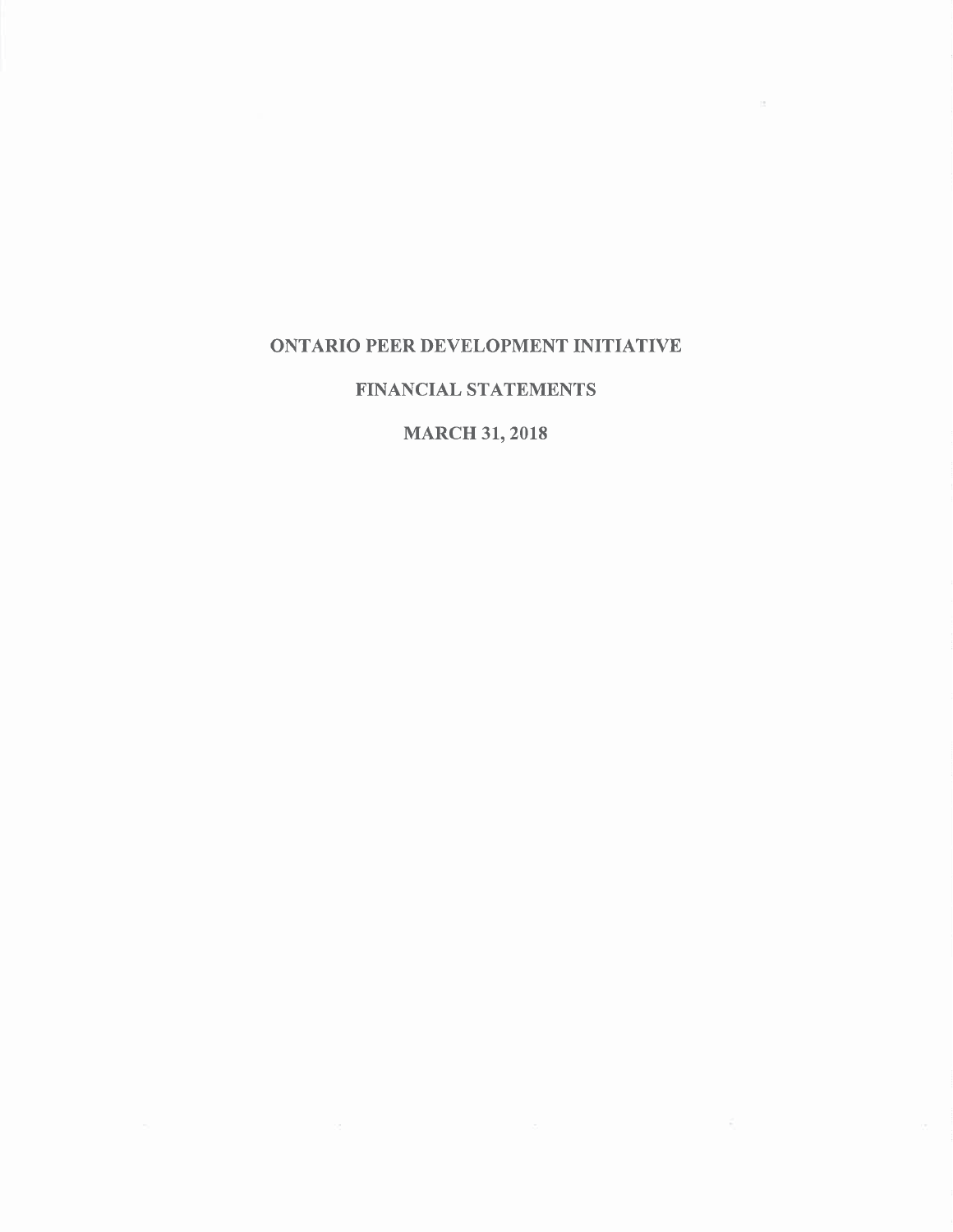# ONTARIO PEER DEVELOPMENT INITIATIVE

## FINANCIAL STATEMENTS

## MARCH 31, 2018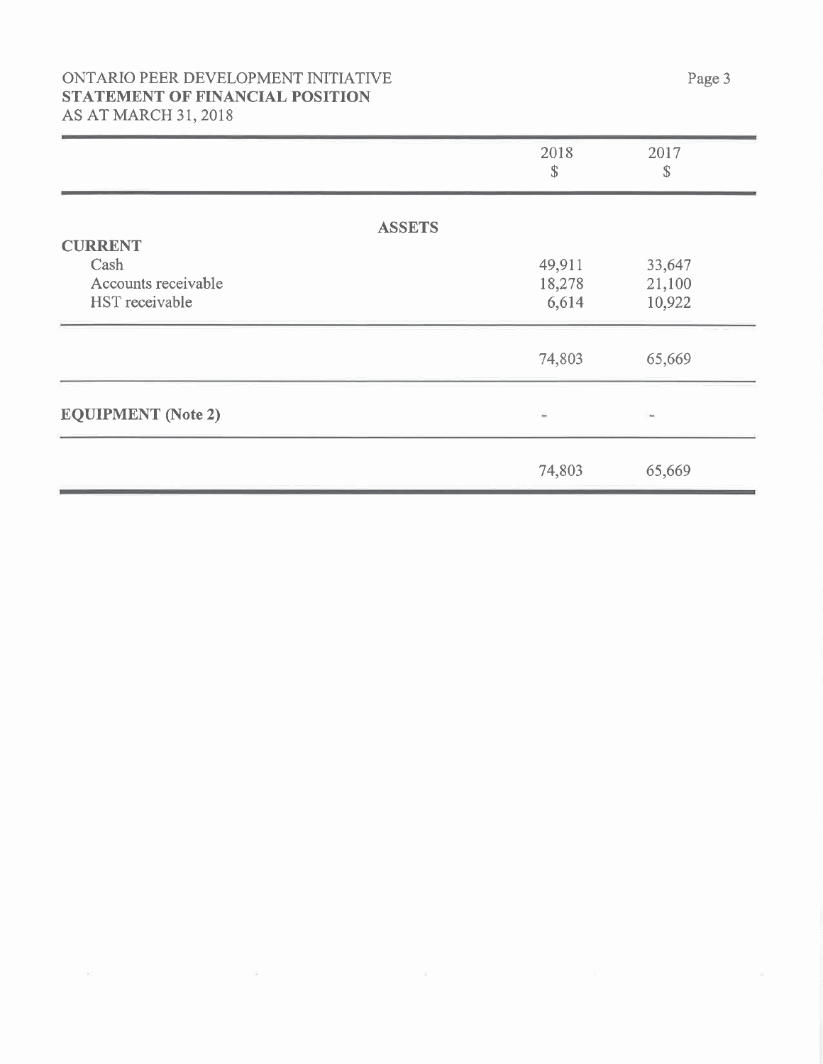ONTARIO PEER DEVELOPMENT INITIATIVE
**STATEMENT OF FINANCIAL POSITION**
AS AT MARCH 31, 2018

| | 2018 $ | 2017 $ |
|---|---|---|
| **ASSETS** | | |
| **CURRENT** | | |
| Cash | 49,911 | 33,647 |
| Accounts receivable | 18,278 | 21,100 |
| HST receivable | 6,614 | 10,922 |
| | 74,803 | 65,669 |
| **EQUIPMENT (Note 2)** | - | - |
| | 74,803 | 65,669 |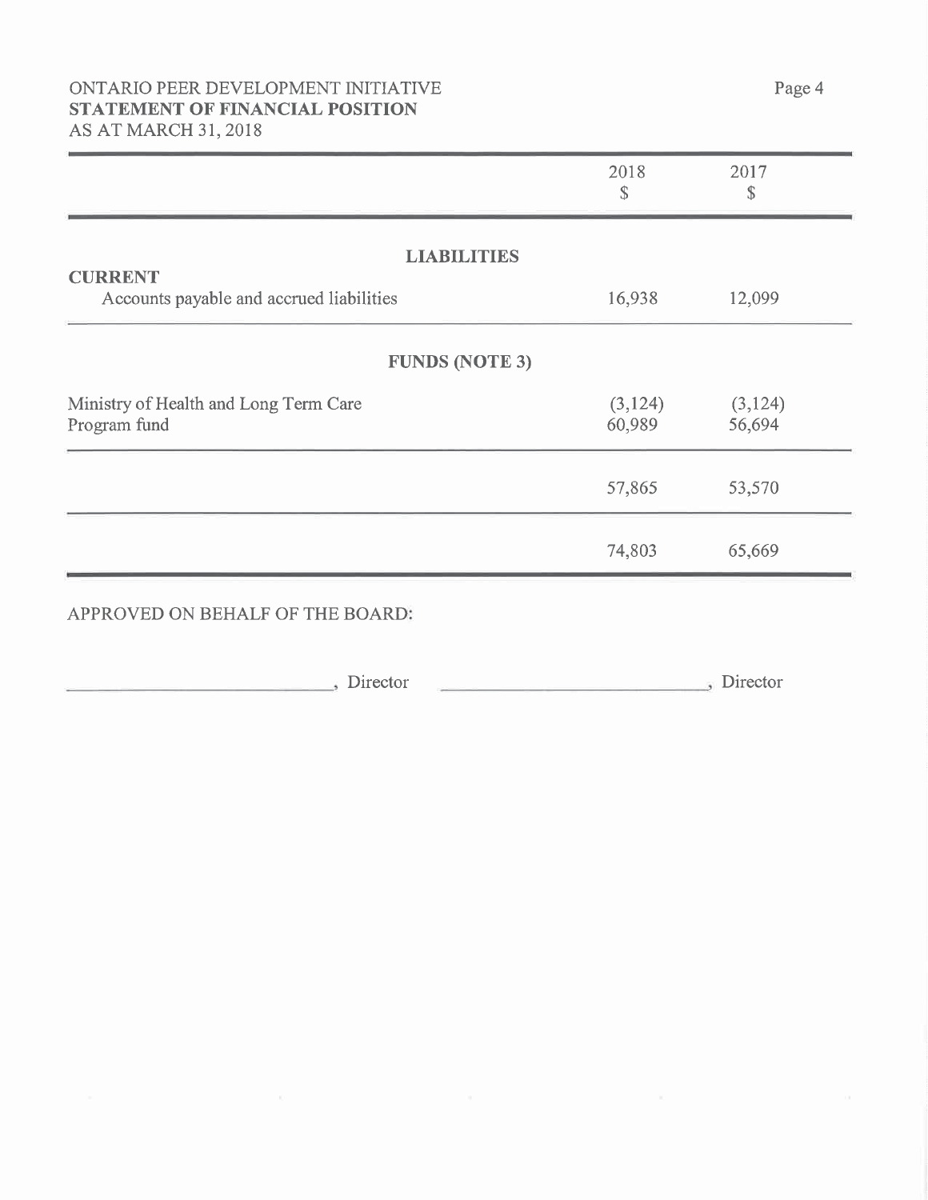ONTARIO PEER DEVELOPMENT INITIATIVE
**STATEMENT OF FINANCIAL POSITION**
AS AT MARCH 31, 2018

| | 2018<br>$ | 2017<br>$ |
|---|---|---|
| **LIABILITIES** | | |
| **CURRENT** | | |
| Accounts payable and accrued liabilities | 16,938 | 12,099 |
| **FUNDS (NOTE 3)** | | |
| Ministry of Health and Long Term Care | (3,124) | (3,124) |
| Program fund | 60,989 | 56,694 |
| | 57,865 | 53,570 |
| | 74,803 | 65,669 |

APPROVED ON BEHALF OF THE BOARD:

_____________________________, Director     _____________________________, Director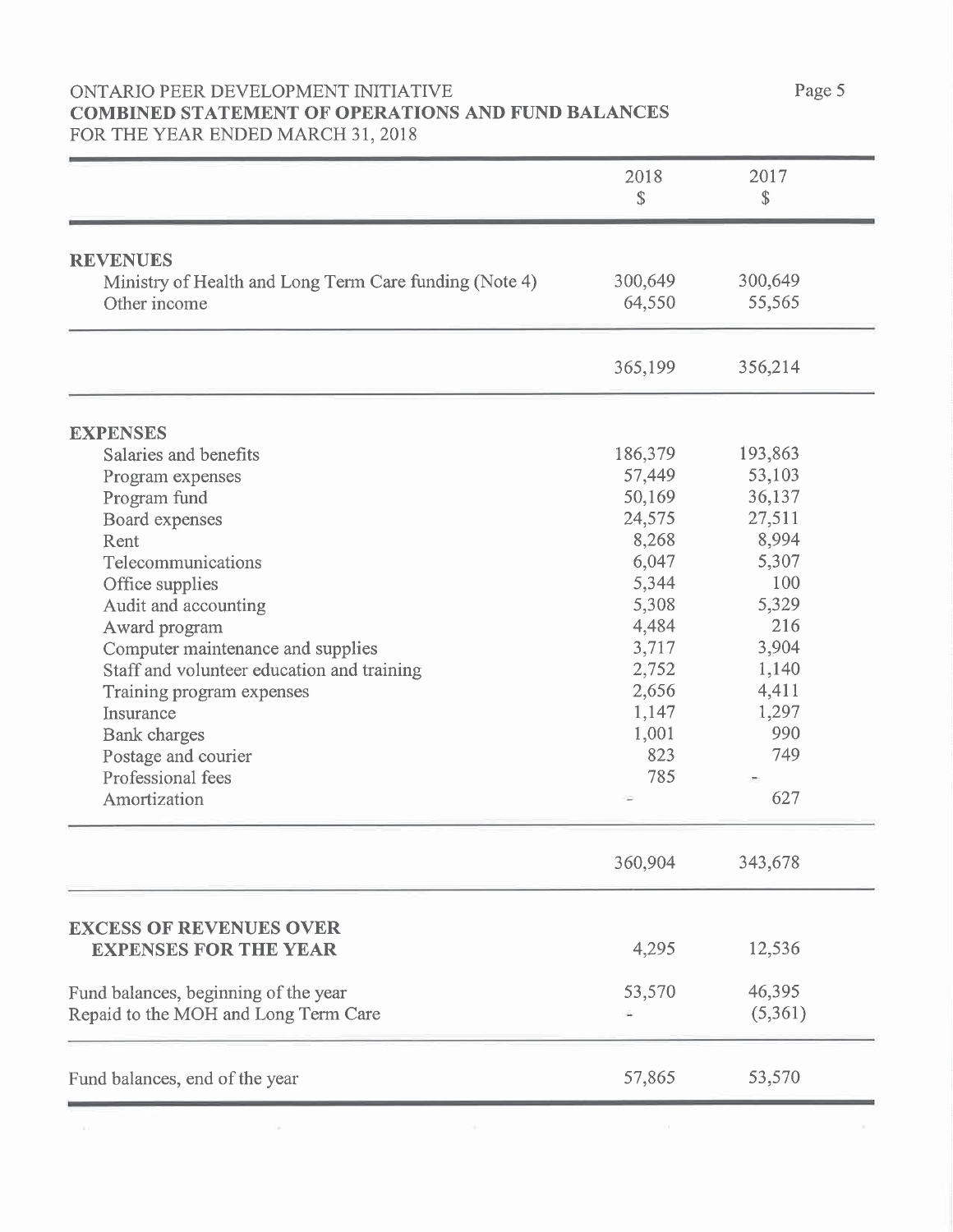ONTARIO PEER DEVELOPMENT INITIATIVE
**COMBINED STATEMENT OF OPERATIONS AND FUND BALANCES**
FOR THE YEAR ENDED MARCH 31, 2018

| | 2018<br>$ | 2017<br>$ |
|---|---|---|
| **REVENUES** | | |
| Ministry of Health and Long Term Care funding (Note 4) | 300,649 | 300,649 |
| Other income | 64,550 | 55,565 |
| | 365,199 | 356,214 |
| **EXPENSES** | | |
| Salaries and benefits | 186,379 | 193,863 |
| Program expenses | 57,449 | 53,103 |
| Program fund | 50,169 | 36,137 |
| Board expenses | 24,575 | 27,511 |
| Rent | 8,268 | 8,994 |
| Telecommunications | 6,047 | 5,307 |
| Office supplies | 5,344 | 100 |
| Audit and accounting | 5,308 | 5,329 |
| Award program | 4,484 | 216 |
| Computer maintenance and supplies | 3,717 | 3,904 |
| Staff and volunteer education and training | 2,752 | 1,140 |
| Training program expenses | 2,656 | 4,411 |
| Insurance | 1,147 | 1,297 |
| Bank charges | 1,001 | 990 |
| Postage and courier | 823 | 749 |
| Professional fees | 785 | - |
| Amortization | - | 627 |
| | 360,904 | 343,678 |
| **EXCESS OF REVENUES OVER EXPENSES FOR THE YEAR** | 4,295 | 12,536 |
| Fund balances, beginning of the year | 53,570 | 46,395 |
| Repaid to the MOH and Long Term Care | - | (5,361) |
| Fund balances, end of the year | 57,865 | 53,570 |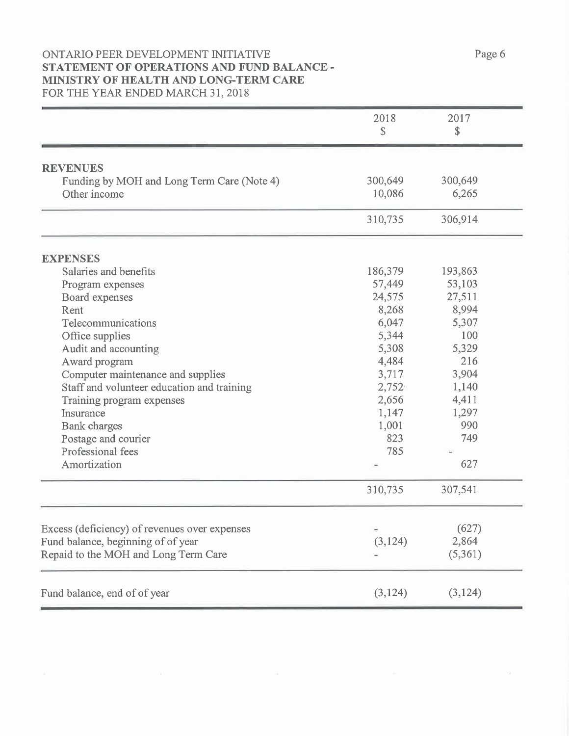ONTARIO PEER DEVELOPMENT INITIATIVE
**STATEMENT OF OPERATIONS AND FUND BALANCE - MINISTRY OF HEALTH AND LONG-TERM CARE**
FOR THE YEAR ENDED MARCH 31, 2018

| | 2018 $ | 2017 $ |
|---|---|---|
| **REVENUES** | | |
| Funding by MOH and Long Term Care (Note 4) | 300,649 | 300,649 |
| Other income | 10,086 | 6,265 |
| | 310,735 | 306,914 |
| **EXPENSES** | | |
| Salaries and benefits | 186,379 | 193,863 |
| Program expenses | 57,449 | 53,103 |
| Board expenses | 24,575 | 27,511 |
| Rent | 8,268 | 8,994 |
| Telecommunications | 6,047 | 5,307 |
| Office supplies | 5,344 | 100 |
| Audit and accounting | 5,308 | 5,329 |
| Award program | 4,484 | 216 |
| Computer maintenance and supplies | 3,717 | 3,904 |
| Staff and volunteer education and training | 2,752 | 1,140 |
| Training program expenses | 2,656 | 4,411 |
| Insurance | 1,147 | 1,297 |
| Bank charges | 1,001 | 990 |
| Postage and courier | 823 | 749 |
| Professional fees | 785 | - |
| Amortization | - | 627 |
| | 310,735 | 307,541 |
| Excess (deficiency) of revenues over expenses | - | (627) |
| Fund balance, beginning of of year | (3,124) | 2,864 |
| Repaid to the MOH and Long Term Care | - | (5,361) |
| Fund balance, end of of year | (3,124) | (3,124) |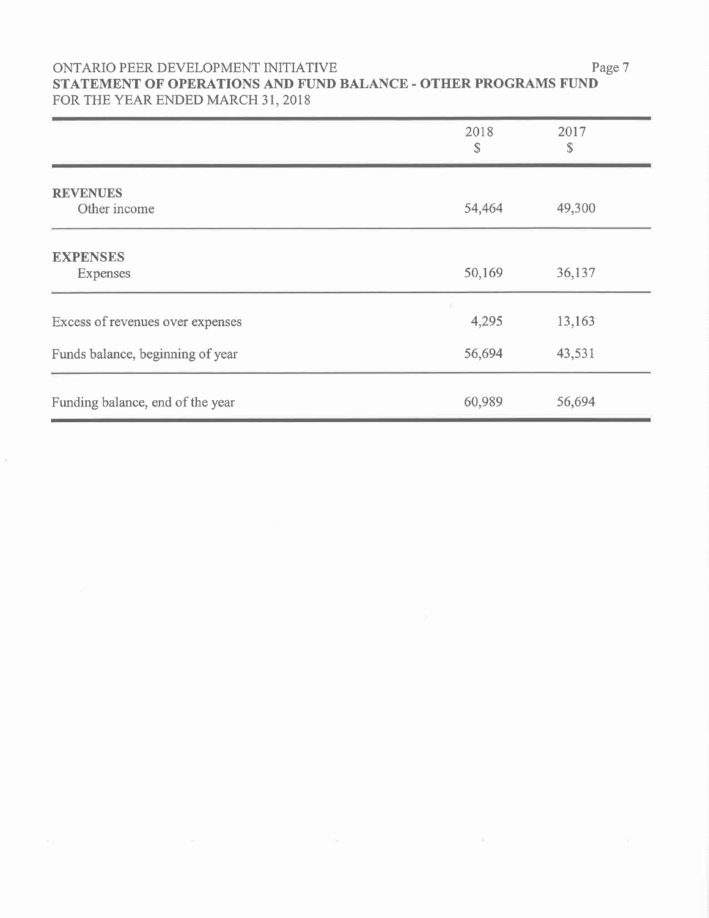ONTARIO PEER DEVELOPMENT INITIATIVE

**STATEMENT OF OPERATIONS AND FUND BALANCE - OTHER PROGRAMS FUND**

FOR THE YEAR ENDED MARCH 31, 2018

| | 2018<br>$ | 2017<br>$ |
|---|---|---|
| **REVENUES** | | |
| Other income | 54,464 | 49,300 |
| **EXPENSES** | | |
| Expenses | 50,169 | 36,137 |
| Excess of revenues over expenses | 4,295 | 13,163 |
| Funds balance, beginning of year | 56,694 | 43,531 |
| Funding balance, end of the year | 60,989 | 56,694 |